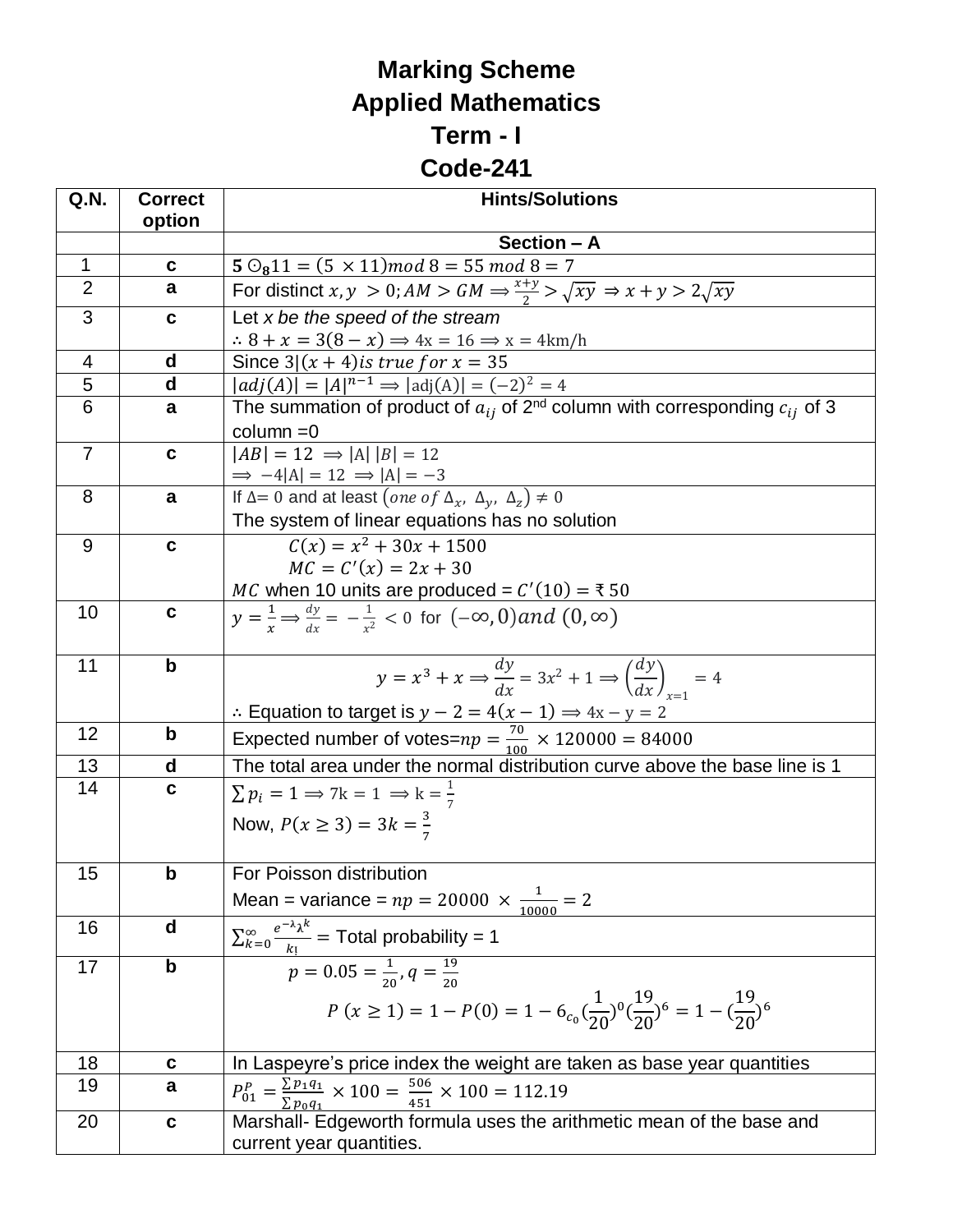# Marking Scheme
## Applied Mathematics
## Term - I
## Code-241

| Q.N. | Correct option | Hints/Solutions |
|---|---|---|
| | | **Section – A** |
| 1 | c | $\mathbf{5 \odot_8} 11 = (5 \times 11) mod\ 8 = 55\ mod\ 8 = 7$ |
| 2 | a | For distinct $x, y > 0; AM > GM \Rightarrow \frac{x+y}{2} > \sqrt{xy} \Rightarrow x + y > 2\sqrt{xy}$ |
| 3 | c | Let *x be the speed of the stream* <br> $\therefore 8 + x = 3(8 - x) \Rightarrow 4x = 16 \Rightarrow x = 4\text{km/h}$ |
| 4 | d | Since $3 \mid (x + 4)$ *is true for* $x = 35$ |
| 5 | d | $\lvert adj(A)\rvert = \lvert A\rvert^{n-1} \Rightarrow \lvert \text{adj(A)}\rvert = (-2)^2 = 4$ |
| 6 | a | The summation of product of $a_{ij}$ of 2nd column with corresponding $c_{ij}$ of 3 column =0 |
| 7 | c | $\lvert AB\rvert = 12 \Rightarrow \lvert A\rvert\ \lvert B\rvert = 12$ <br> $\Rightarrow -4\lvert A\rvert = 12 \Rightarrow \lvert A\rvert = -3$ |
| 8 | a | If $\Delta = 0$ and at least $(one\ of\ \Delta_x,\ \Delta_y,\ \Delta_z) \neq 0$ <br> The system of linear equations has no solution |
| 9 | c | $C(x) = x^2 + 30x + 1500$ <br> $MC = C'(x) = 2x + 30$ <br> $MC$ when 10 units are produced = $C'(10) =$ ₹ $50$ |
| 10 | c | $y = \frac{1}{x} \Rightarrow \frac{dy}{dx} = -\frac{1}{x^2} < 0$ for $(-\infty, 0) and\ (0, \infty)$ |
| 11 | b | $y = x^3 + x \Rightarrow \frac{dy}{dx} = 3x^2 + 1 \Rightarrow \left(\frac{dy}{dx}\right)_{x=1} = 4$ <br> $\therefore$ Equation to target is $y - 2 = 4(x - 1) \Rightarrow 4x - y = 2$ |
| 12 | b | Expected number of votes=$np = \frac{70}{100} \times 120000 = 84000$ |
| 13 | d | The total area under the normal distribution curve above the base line is 1 |
| 14 | c | $\sum p_i = 1 \Rightarrow 7k = 1 \Rightarrow k = \frac{1}{7}$ <br> Now, $P(x \geq 3) = 3k = \frac{3}{7}$ |
| 15 | b | For Poisson distribution <br> Mean = variance = $np = 20000 \times \frac{1}{10000} = 2$ |
| 16 | d | $\sum_{k=0}^{\infty} \frac{e^{-\lambda}\lambda^k}{k!} =$ Total probability = 1 |
| 17 | b | $p = 0.05 = \frac{1}{20}, q = \frac{19}{20}$ <br> $P\ (x \geq 1) = 1 - P(0) = 1 - 6_{c_0}(\frac{1}{20})^0(\frac{19}{20})^6 = 1 - (\frac{19}{20})^6$ |
| 18 | c | In Laspeyre's price index the weight are taken as base year quantities |
| 19 | a | $P_{01}^P = \frac{\sum p_1 q_1}{\sum p_0 q_1} \times 100 = \frac{506}{451} \times 100 = 112.19$ |
| 20 | c | Marshall- Edgeworth formula uses the arithmetic mean of the base and current year quantities. |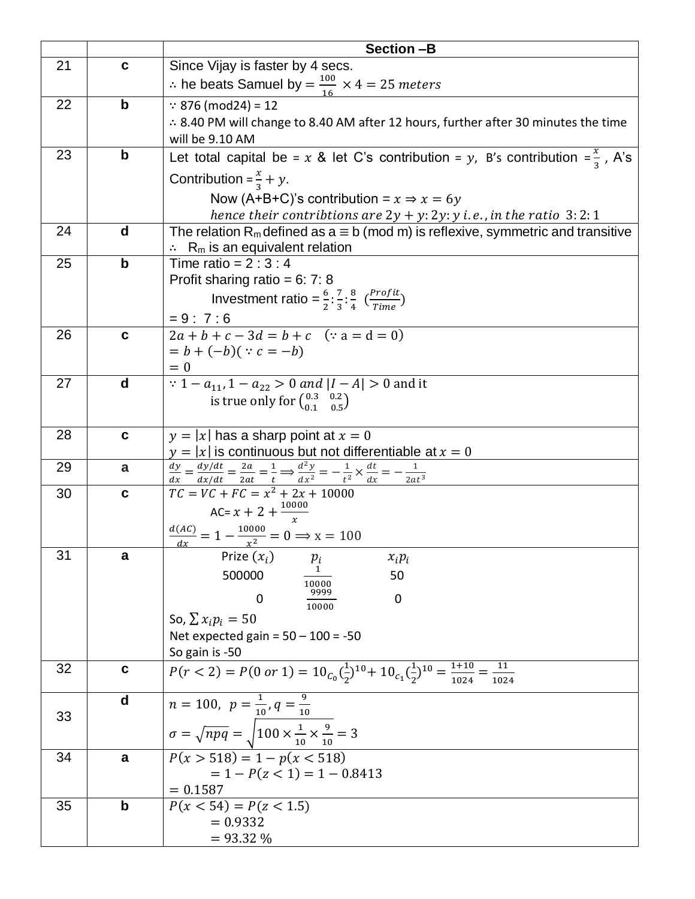|  |  | **Section –B** |
|---|---|---|
| 21 | **c** | Since Vijay is faster by 4 secs.<br>∴ he beats Samuel by $= \frac{100}{16} \times 4 = 25\ meters$ |
| 22 | **b** | ∵ 876 (mod24) = 12<br>∴ 8.40 PM will change to 8.40 AM after 12 hours, further after 30 minutes the time will be 9.10 AM |
| 23 | **b** | Let total capital be $= x$ & let C's contribution $= y$, B's contribution $= \frac{x}{3}$, A's Contribution $= \frac{x}{3} + y$.<br>Now (A+B+C)'s contribution $= x \Rightarrow x = 6y$<br>$hence\ their\ contribtions\ are\ 2y + y : 2y : y\ i.e., in\ the\ ratio\ 3:2:1$ |
| 24 | **d** | The relation $R_m$ defined as a ≡ b (mod m) is reflexive, symmetric and transitive<br>∴ $R_m$ is an equivalent relation |
| 25 | **b** | Time ratio = 2 : 3 : 4<br>Profit sharing ratio = 6: 7: 8<br>Investment ratio $= \frac{6}{2} : \frac{7}{3} : \frac{8}{4}$ $\left(\frac{Profit}{Time}\right)$<br>= 9 : 7 : 6 |
| 26 | **c** | $2a + b + c - 3d = b + c \quad (\because a = d = 0)$<br>$= b + (-b)(\because c = -b)$<br>$= 0$ |
| 27 | **d** | $\because 1 - a_{11}, 1 - a_{22} > 0\ and\ \lvert I - A \rvert > 0$ and it is true only for $\begin{pmatrix} 0.3 & 0.2 \\ 0.1 & 0.5 \end{pmatrix}$ |
| 28 | **c** | $y = \lvert x \rvert$ has a sharp point at $x = 0$<br>$y = \lvert x \rvert$ is continuous but not differentiable at $x = 0$ |
| 29 | **a** | $\frac{dy}{dx} = \frac{dy/dt}{dx/dt} = \frac{2a}{2at} = \frac{1}{t} \Longrightarrow \frac{d^2y}{dx^2} = -\frac{1}{t^2} \times \frac{dt}{dx} = -\frac{1}{2at^3}$ |
| 30 | **c** | $TC = VC + FC = x^2 + 2x + 10000$<br>AC$= x + 2 + \frac{10000}{x}$<br>$\frac{d(AC)}{dx} = 1 - \frac{10000}{x^2} = 0 \Longrightarrow x = 100$ |
| 31 | **a** | Prize $(x_i)$ &nbsp; $p_i$ &nbsp; $x_ip_i$<br>500000 &nbsp; $\frac{1}{10000}$ &nbsp; 50<br>0 &nbsp; $\frac{9999}{10000}$ &nbsp; 0<br>So, $\sum x_ip_i = 50$<br>Net expected gain = 50 – 100 = -50<br>So gain is -50 |
| 32 | **c** | $P(r < 2) = P(0\ or\ 1) = 10_{C_0}(\frac{1}{2})^{10} + 10_{c_1}(\frac{1}{2})^{10} = \frac{1+10}{1024} = \frac{11}{1024}$ |
| 33 | **d** | $n = 100,\ p = \frac{1}{10}, q = \frac{9}{10}$<br>$\sigma = \sqrt{npq} = \sqrt{100 \times \frac{1}{10} \times \frac{9}{10}} = 3$ |
| 34 | **a** | $P(x > 518) = 1 - p(x < 518)$<br>$= 1 - P(z < 1) = 1 - 0.8413$<br>$= 0.1587$ |
| 35 | **b** | $P(x < 54) = P(z < 1.5)$<br>$= 0.9332$<br>$= 93.32\ \%$ |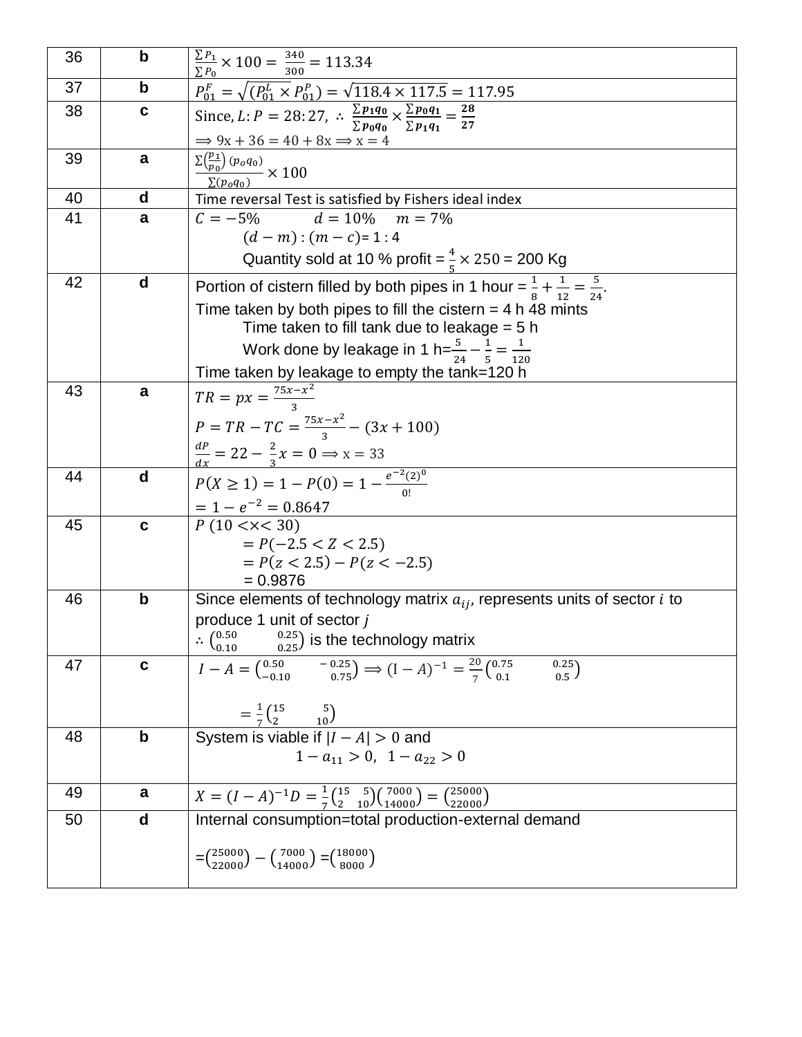| | | |
|---|---|---|
| 36 | **b** | $\frac{\sum P_1}{\sum P_0} \times 100 = \frac{340}{300} = 113.34$ |
| 37 | **b** | $P_{01}^F = \sqrt{(P_{01}^L \times P_{01}^P)} = \sqrt{118.4 \times 117.5} = 117.95$ |
| 38 | **c** | Since, $L: P = 28: 27$, $\therefore \frac{\sum \boldsymbol{p_1 q_0}}{\sum \boldsymbol{p_0 q_0}} \times \frac{\sum \boldsymbol{p_0 q_1}}{\sum \boldsymbol{p_1 q_1}} = \frac{\mathbf{28}}{\mathbf{27}}$ <br> $\Longrightarrow 9x + 36 = 40 + 8x \Longrightarrow x = 4$ |
| 39 | **a** | $\frac{\sum\left(\frac{p_1}{p_0}\right)(p_o q_0)}{\sum(p_o q_0)} \times 100$ |
| 40 | **d** | Time reversal Test is satisfied by Fishers ideal index |
| 41 | **a** | $C = -5\%$ $d = 10\%$ $m = 7\%$ <br> $(d - m) : (m - c)$= 1 : 4 <br> Quantity sold at 10 % profit = $\frac{4}{5} \times 250$ = 200 Kg |
| 42 | **d** | Portion of cistern filled by both pipes in 1 hour = $\frac{1}{8} + \frac{1}{12} = \frac{5}{24}$. <br> Time taken by both pipes to fill the cistern = 4 h 48 mints <br> Time taken to fill tank due to leakage = 5 h <br> Work done by leakage in 1 h=$\frac{5}{24} - \frac{1}{5} = \frac{1}{120}$ <br> Time taken by leakage to empty the tank=120 h |
| 43 | **a** | $TR = px = \frac{75x - x^2}{3}$ <br> $P = TR - TC = \frac{75x - x^2}{3} - (3x + 100)$ <br> $\frac{dP}{dx} = 22 - \frac{2}{3}x = 0 \Longrightarrow x = 33$ |
| 44 | **d** | $P(X \geq 1) = 1 - P(0) = 1 - \frac{e^{-2}(2)^0}{0!}$ <br> $= 1 - e^{-2} = 0.8647$ |
| 45 | **c** | $P\ (10 < x < 30)$ <br> $= P(-2.5 < Z < 2.5)$ <br> $= P(z < 2.5) - P(z < -2.5)$ <br> = 0.9876 |
| 46 | **b** | Since elements of technology matrix $a_{ij}$, represents units of sector $i$ to produce 1 unit of sector $j$ <br> $\therefore \begin{pmatrix} 0.50 & 0.25 \\ 0.10 & 0.25 \end{pmatrix}$ is the technology matrix |
| 47 | **c** | $I - A = \begin{pmatrix} 0.50 & -0.25 \\ -0.10 & 0.75 \end{pmatrix} \Longrightarrow (I - A)^{-1} = \frac{20}{7}\begin{pmatrix} 0.75 & 0.25 \\ 0.1 & 0.5 \end{pmatrix}$ <br> $= \frac{1}{7}\begin{pmatrix} 15 & 5 \\ 2 & 10 \end{pmatrix}$ |
| 48 | **b** | System is viable if $\lvert I - A \rvert > 0$ and <br> $1 - a_{11} > 0,\ \ 1 - a_{22} > 0$ |
| 49 | **a** | $X = (I - A)^{-1}D = \frac{1}{7}\begin{pmatrix} 15 & 5 \\ 2 & 10 \end{pmatrix}\begin{pmatrix} 7000 \\ 14000 \end{pmatrix} = \begin{pmatrix} 25000 \\ 22000 \end{pmatrix}$ |
| 50 | **d** | Internal consumption=total production-external demand <br> $=\begin{pmatrix} 25000 \\ 22000 \end{pmatrix} - \begin{pmatrix} 7000 \\ 14000 \end{pmatrix} = \begin{pmatrix} 18000 \\ 8000 \end{pmatrix}$ |